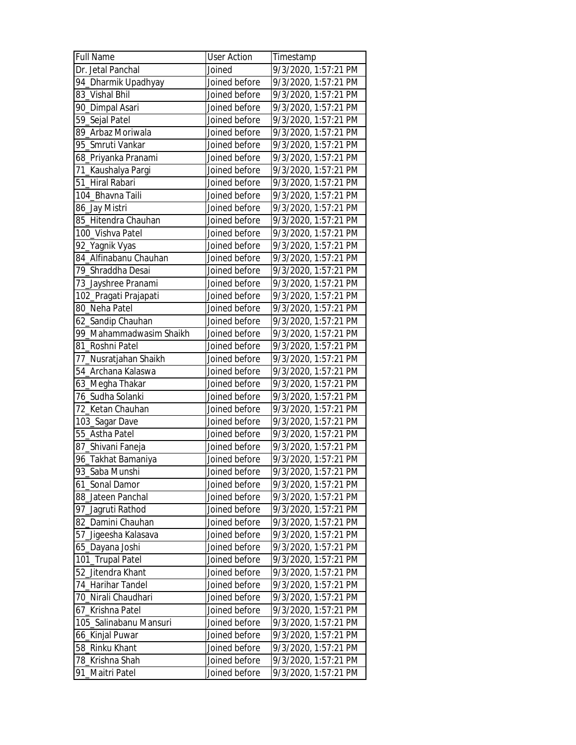| Full Name | User Action | Timestamp |
| --- | --- | --- |
| Dr. Jetal Panchal | Joined | 9/3/2020, 1:57:21 PM |
| 94_Dharmik Upadhyay | Joined before | 9/3/2020, 1:57:21 PM |
| 83_Vishal Bhil | Joined before | 9/3/2020, 1:57:21 PM |
| 90_Dimpal Asari | Joined before | 9/3/2020, 1:57:21 PM |
| 59_Sejal Patel | Joined before | 9/3/2020, 1:57:21 PM |
| 89_Arbaz Moriwala | Joined before | 9/3/2020, 1:57:21 PM |
| 95_Smruti Vankar | Joined before | 9/3/2020, 1:57:21 PM |
| 68_Priyanka Pranami | Joined before | 9/3/2020, 1:57:21 PM |
| 71_Kaushalya Pargi | Joined before | 9/3/2020, 1:57:21 PM |
| 51_Hiral Rabari | Joined before | 9/3/2020, 1:57:21 PM |
| 104_Bhavna Taili | Joined before | 9/3/2020, 1:57:21 PM |
| 86_Jay Mistri | Joined before | 9/3/2020, 1:57:21 PM |
| 85_Hitendra Chauhan | Joined before | 9/3/2020, 1:57:21 PM |
| 100_Vishva Patel | Joined before | 9/3/2020, 1:57:21 PM |
| 92_Yagnik Vyas | Joined before | 9/3/2020, 1:57:21 PM |
| 84_Alfinabanu Chauhan | Joined before | 9/3/2020, 1:57:21 PM |
| 79_Shraddha Desai | Joined before | 9/3/2020, 1:57:21 PM |
| 73_Jayshree Pranami | Joined before | 9/3/2020, 1:57:21 PM |
| 102_Pragati Prajapati | Joined before | 9/3/2020, 1:57:21 PM |
| 80_Neha Patel | Joined before | 9/3/2020, 1:57:21 PM |
| 62_Sandip Chauhan | Joined before | 9/3/2020, 1:57:21 PM |
| 99_Mahammadwasim Shaikh | Joined before | 9/3/2020, 1:57:21 PM |
| 81_Roshni Patel | Joined before | 9/3/2020, 1:57:21 PM |
| 77_Nusratjahan Shaikh | Joined before | 9/3/2020, 1:57:21 PM |
| 54_Archana Kalaswa | Joined before | 9/3/2020, 1:57:21 PM |
| 63_Megha Thakar | Joined before | 9/3/2020, 1:57:21 PM |
| 76_Sudha Solanki | Joined before | 9/3/2020, 1:57:21 PM |
| 72_Ketan Chauhan | Joined before | 9/3/2020, 1:57:21 PM |
| 103_Sagar Dave | Joined before | 9/3/2020, 1:57:21 PM |
| 55_Astha Patel | Joined before | 9/3/2020, 1:57:21 PM |
| 87_Shivani Faneja | Joined before | 9/3/2020, 1:57:21 PM |
| 96_Takhat Bamaniya | Joined before | 9/3/2020, 1:57:21 PM |
| 93_Saba Munshi | Joined before | 9/3/2020, 1:57:21 PM |
| 61_Sonal Damor | Joined before | 9/3/2020, 1:57:21 PM |
| 88_Jateen Panchal | Joined before | 9/3/2020, 1:57:21 PM |
| 97_Jagruti Rathod | Joined before | 9/3/2020, 1:57:21 PM |
| 82_Damini Chauhan | Joined before | 9/3/2020, 1:57:21 PM |
| 57_Jigeesha Kalasava | Joined before | 9/3/2020, 1:57:21 PM |
| 65_Dayana Joshi | Joined before | 9/3/2020, 1:57:21 PM |
| 101_Trupal Patel | Joined before | 9/3/2020, 1:57:21 PM |
| 52_Jitendra Khant | Joined before | 9/3/2020, 1:57:21 PM |
| 74_Harihar Tandel | Joined before | 9/3/2020, 1:57:21 PM |
| 70_Nirali Chaudhari | Joined before | 9/3/2020, 1:57:21 PM |
| 67_Krishna Patel | Joined before | 9/3/2020, 1:57:21 PM |
| 105_Salinabanu Mansuri | Joined before | 9/3/2020, 1:57:21 PM |
| 66_Kinjal Puwar | Joined before | 9/3/2020, 1:57:21 PM |
| 58_Rinku Khant | Joined before | 9/3/2020, 1:57:21 PM |
| 78_Krishna Shah | Joined before | 9/3/2020, 1:57:21 PM |
| 91_Maitri Patel | Joined before | 9/3/2020, 1:57:21 PM |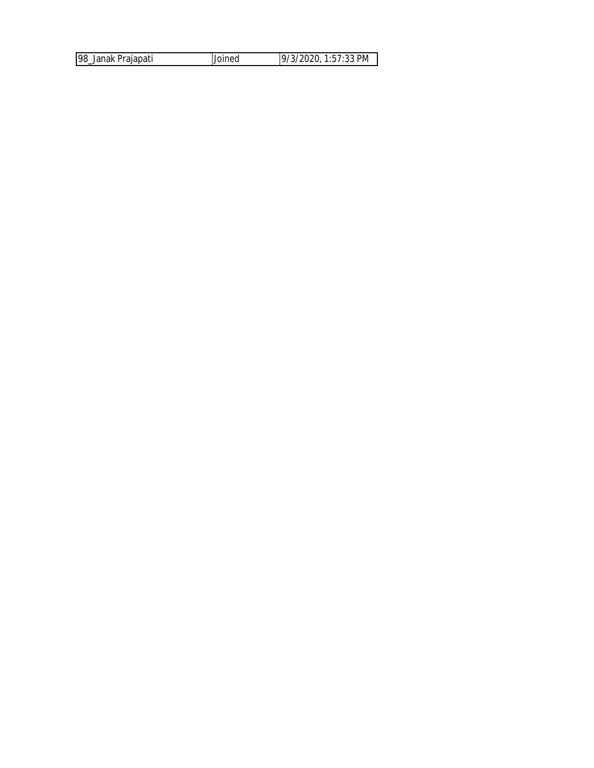| | | |
|---|---|---|
| 98_Janak Prajapati | Joined | 9/3/2020, 1:57:33 PM |